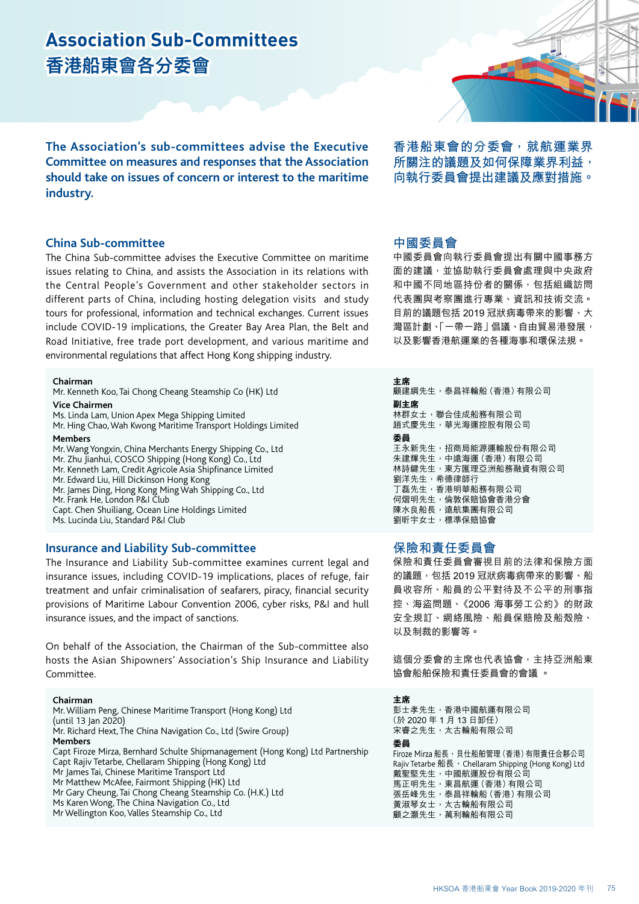# Association Sub-Committees
# 香港船東會各分委會

**The Association's sub-committees advise the Executive Committee on measures and responses that the Association should take on issues of concern or interest to the maritime industry.**

**香港船東會的分委會，就航運業界所關注的議題及如何保障業界利益，向執行委員會提出建議及應對措施。**

## China Sub-committee

The China Sub-committee advises the Executive Committee on maritime issues relating to China, and assists the Association in its relations with the Central People's Government and other stakeholder sectors in different parts of China, including hosting delegation visits and study tours for professional, information and technical exchanges. Current issues include COVID-19 implications, the Greater Bay Area Plan, the Belt and Road Initiative, free trade port development, and various maritime and environmental regulations that affect Hong Kong shipping industry.

**Chairman**
Mr. Kenneth Koo, Tai Chong Cheang Steamship Co (HK) Ltd

**Vice Chairmen**
Ms. Linda Lam, Union Apex Mega Shipping Limited
Mr. Hing Chao, Wah Kwong Maritime Transport Holdings Limited

**Members**
Mr. Wang Yongxin, China Merchants Energy Shipping Co., Ltd
Mr. Zhu Jianhui, COSCO Shipping (Hong Kong) Co., Ltd
Mr. Kenneth Lam, Credit Agricole Asia Shipfinance Limited
Mr. Edward Liu, Hill Dickinson Hong Kong
Mr. James Ding, Hong Kong Ming Wah Shipping Co., Ltd
Mr. Frank He, London P&I Club
Capt. Chen Shuiliang, Ocean Line Holdings Limited
Ms. Lucinda Liu, Standard P&I Club

## 中國委員會

中國委員會向執行委員會提出有關中國事務方面的建議，並協助執行委員會處理與中央政府和中國不同地區持份者的關係，包括組織訪問代表團與考察團進行專業、資訊和技術交流。目前的議題包括 2019 冠狀病毒帶來的影響、大灣區計劃、「一帶一路」倡議、自由貿易港發展，以及影響香港航運業的各種海事和環保法規。

**主席**
顧建綱先生，泰昌祥輪船（香港）有限公司

**副主席**
林群女士，聯合佳成船務有限公司
趙式慶先生，華光海運控股有限公司

**委員**
王永新先生，招商局能源運輸股份有限公司
朱建輝先生，中遠海運（香港）有限公司
林詩鍵先生，東方匯理亞洲船務融資有限公司
劉洋先生，希德律師行
丁磊先生，香港明華船務有限公司
何熠明先生，倫敦保賠協會香港分會
陳水良船長，遠航集團有限公司
劉昕宇女士，標準保賠協會

## Insurance and Liability Sub-committee

The Insurance and Liability Sub-committee examines current legal and insurance issues, including COVID-19 implications, places of refuge, fair treatment and unfair criminalisation of seafarers, piracy, financial security provisions of Maritime Labour Convention 2006, cyber risks, P&I and hull insurance issues, and the impact of sanctions.

On behalf of the Association, the Chairman of the Sub-committee also hosts the Asian Shipowners' Association's Ship Insurance and Liability Committee.

**Chairman**
Mr. William Peng, Chinese Maritime Transport (Hong Kong) Ltd
(until 13 Jan 2020)
Mr. Richard Hext, The China Navigation Co., Ltd (Swire Group)

**Members**
Capt Firoze Mirza, Bernhard Schulte Shipmanagement (Hong Kong) Ltd Partnership
Capt Rajiv Tetarbe, Chellaram Shipping (Hong Kong) Ltd
Mr James Tai, Chinese Maritime Transport Ltd
Mr Matthew McAfee, Fairmont Shipping (HK) Ltd
Mr Gary Cheung, Tai Chong Cheang Steamship Co. (H.K.) Ltd
Ms Karen Wong, The China Navigation Co., Ltd
Mr Wellington Koo, Valles Steamship Co., Ltd

## 保險和責任委員會

保險和責任委員會審視目前的法律和保險方面的議題，包括 2019 冠狀病毒病帶來的影響、船員收容所、船員的公平對待及不公平的刑事指控、海盜問題、《2006 海事勞工公約》的財政安全規訂、網絡風險、船員保賠險及船殼險、以及制裁的影響等。

這個分委會的主席也代表協會，主持亞洲船東協會船舶保險和責任委員會的會議 。

**主席**
彭士孝先生，香港中國航運有限公司
（於 2020 年 1 月 13 日卸任）
宋睿之先生，太古輪船有限公司

**委員**
Firoze Mirza 船長，貝仕船舶管理（香港）有限責任合夥公司
Rajiv Tetarbe 船長，Chellaram Shipping (Hong Kong) Ltd
戴聖堅先生，中國航運股份有限公司
馬正明先生，東昌航運（香港）有限公司
張岳峰先生，泰昌祥輪船（香港）有限公司
黃淑琴女士，太古輪船有限公司
顧之灝先生，萬利輪船有限公司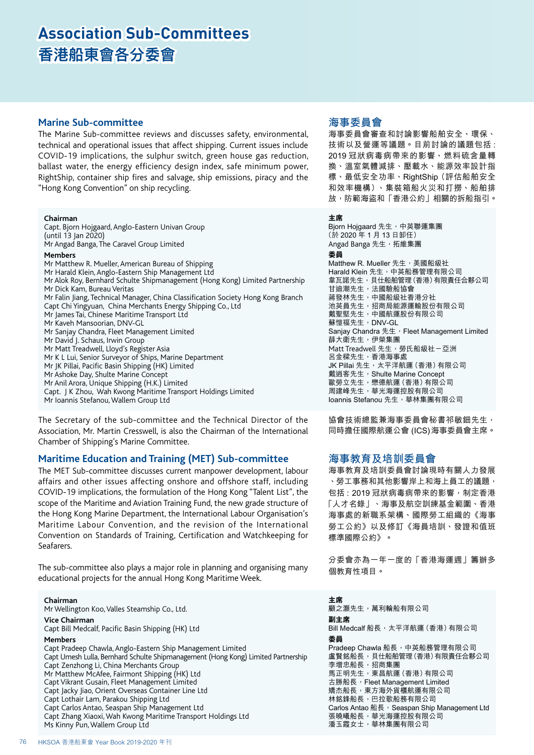# Association Sub-Committees
# 香港船東會各分委會

## Marine Sub-committee

The Marine Sub-committee reviews and discusses safety, environmental, technical and operational issues that affect shipping. Current issues include COVID-19 implications, the sulphur switch, green house gas reduction, ballast water, the energy efficiency design index, safe minimum power, RightShip, container ship fires and salvage, ship emissions, piracy and the "Hong Kong Convention" on ship recycling.

**Chairman**
Capt. Bjorn Hojgaard, Anglo-Eastern Univan Group
(until 13 Jan 2020)
Mr Angad Banga, The Caravel Group Limited

**Members**
Mr Matthew R. Mueller, American Bureau of Shipping
Mr Harald Klein, Anglo-Eastern Ship Management Ltd
Mr Alok Roy, Bernhard Schulte Shipmanagement (Hong Kong) Limited Partnership
Mr Dick Kam, Bureau Veritas
Mr Falin Jiang, Technical Manager, China Classification Society Hong Kong Branch
Capt Chi Yingyuan, China Merchants Energy Shipping Co., Ltd
Mr James Tai, Chinese Maritime Transport Ltd
Mr Kaveh Mansoorian, DNV-GL
Mr Sanjay Chandra, Fleet Management Limited
Mr David J. Schaus, Irwin Group
Mr Matt Treadwell, Lloyd's Register Asia
Mr K L Lui, Senior Surveyor of Ships, Marine Department
Mr JK Pillai, Pacific Basin Shipping (HK) Limited
Mr Ashoke Day, Shulte Marine Concept
Mr Anil Arora, Unique Shipping (H.K.) Limited
Capt. J K Zhou, Wah Kwong Maritime Transport Holdings Limited
Mr Ioannis Stefanou, Wallem Group Ltd

The Secretary of the sub-committee and the Technical Director of the Association, Mr. Martin Cresswell, is also the Chairman of the International Chamber of Shipping's Marine Committee.

## 海事委員會

海事委員會審查和討論影響船舶安全、環保、技術以及營運等議題。目前討論的議題包括：2019 冠狀病毒病帶來的影響、燃料硫含量轉換、溫室氣體減排、壓載水、能源效率設計指標、最低安全功率、RightShip（評估船舶安全和效率機構）、集裝箱船火災和打撈、船舶排放，防範海盜和「香港公約」相關的拆船指引。

**主席**
Bjorn Hojgaard 先生，中英聯運集團
（於 2020 年 1 月 13 日卸任）
Angad Banga 先生，拓維集團

**委員**
Matthew R. Mueller 先生，美國船級社
Harald Klein 先生，中英船務管理有限公司
韋瓦諾先生，貝仕船舶管理(香港)有限責任合夥公司
甘迪潮先生，法國驗船協會
蔣發林先生，中國船級社香港分社
池英員先生，招商局能源運輸股份有限公司
戴聖堅先生，中國航運股份有限公司
蘇愷福先生，DNV-GL
Sanjay Chandra 先生，Fleet Management Limited
薛大衛先生，伊榮集團
Matt Treadwell 先生，勞氏船級社－亞洲
呂金樑先生，香港海事處
JK Pillai 先生，太平洋航運(香港)有限公司
戴逍客先生，Shulte Marine Concept
歐勞立先生，懋德航運(香港)有限公司
周建峰先生，華光海運控股有限公司
Ioannis Stefanou 先生，華林集團有限公司

協會技術總監兼海事委員會秘書祁敏鈿先生，同時擔任國際航運公會 (ICS) 海事委員會主席。

## Maritime Education and Training (MET) Sub-committee

The MET Sub-committee discusses current manpower development, labour affairs and other issues affecting onshore and offshore staff, including COVID-19 implications, the formulation of the Hong Kong "Talent List", the scope of the Maritime and Aviation Training Fund, the new grade structure of the Hong Kong Marine Department, the International Labour Organisation's Maritime Labour Convention, and the revision of the International Convention on Standards of Training, Certification and Watchkeeping for Seafarers.

The sub-committee also plays a major role in planning and organising many educational projects for the annual Hong Kong Maritime Week.

**Chairman**
Mr Wellington Koo, Valles Steamship Co., Ltd.

**Vice Chairman**
Capt Bill Medcalf, Pacific Basin Shipping (HK) Ltd

**Members**
Capt Pradeep Chawla, Anglo-Eastern Ship Management Limited
Capt Umesh Lulla, Bernhard Schulte Shipmanagement (Hong Kong) Limited Partnership
Capt Zenzhong Li, China Merchants Group
Mr Matthew McAfee, Fairmont Shipping (HK) Ltd
Capt Vikrant Gusain, Fleet Management Limited
Capt Jacky Jiao, Orient Overseas Container Line Ltd
Capt Lothair Lam, Parakou Shipping Ltd
Capt Carlos Antao, Seaspan Ship Management Ltd
Capt Zhang Xiaoxi, Wah Kwong Maritime Transport Holdings Ltd
Ms Kinny Pun, Wallem Group Ltd

## 海事教育及培訓委員會

海事教育及培訓委員會討論現時有關人力發展、勞工事務和其他影響岸上和海上員工的議題，包括：2019 冠狀病毒病帶來的影響，制定香港「人才名錄」、海事及航空訓練基金範圍、香港海事處的新職系架構、國際勞工組織的《海事勞工公約》以及修訂《海員培訓、發證和值班標準國際公約》。

分委會亦為一年一度的「香港海運週」籌辦多個教育性項目。

**主席**
顧之灝先生，萬利輪船有限公司

**副主席**
Bill Medcalf 船長，太平洋航運(香港)有限公司

**委員**
Pradeep Chawla 船長，中英船務管理有限公司
盧賢銘船長，貝仕船舶管理(香港)有限責任合夥公司
李增忠船長，招商集團
馬正明先生，東昌航運(香港)有限公司
古勝船長，Fleet Management Limited
矯杰船長，東方海外貨櫃航運有限公司
林銘鋒船長，巴拉歌船務有限公司
Carlos Antao 船長，Seaspan Ship Management Ltd
張曉曦船長，華光海運控股有限公司
潘玉霞女士，華林集團有限公司